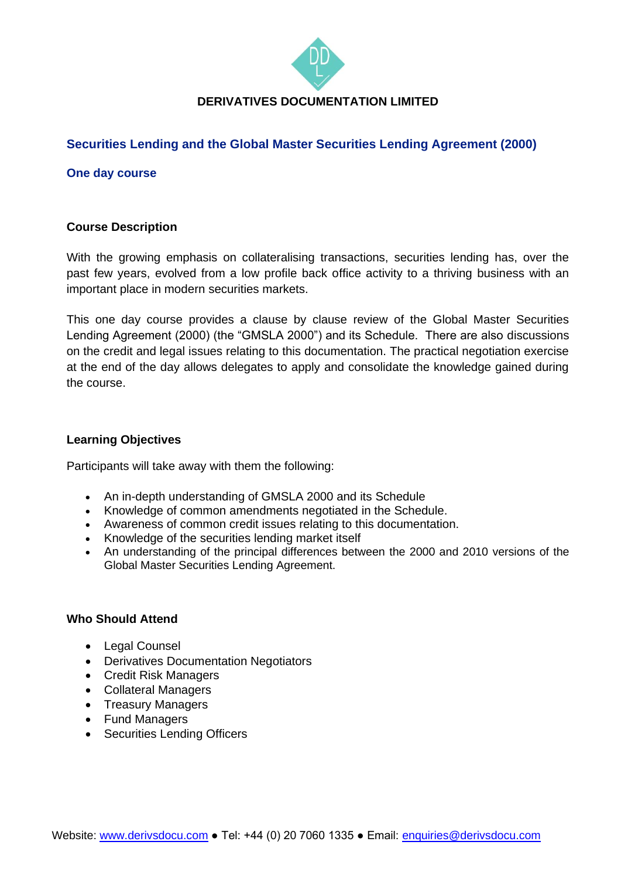# DERIVATIVES DOCUMENTATION LIMITED

## Securities Lending and the Global Master Securities Lending Agreement (2000)

### One day course

### Course Description

With the growing emphasis on collateralising transactions, securities lending has, over the past few years, evolved from a low profile back office activity to a thriving business with an important place in modern securities markets.

This one day course provides a clause by clause review of the Global Master Securities Lending Agreement (2000) (the "GMSLA 2000") and its Schedule. There are also discussions on the credit and legal issues relating to this documentation. The practical negotiation exercise at the end of the day allows delegates to apply and consolidate the knowledge gained during the course.

### Learning Objectives

Participants will take away with them the following:

- An in-depth understanding of GMSLA 2000 and its Schedule
- Knowledge of common amendments negotiated in the Schedule.
- Awareness of common credit issues relating to this documentation.
- Knowledge of the securities lending market itself
- An understanding of the principal differences between the 2000 and 2010 versions of the Global Master Securities Lending Agreement.

### Who Should Attend

- Legal Counsel
- Derivatives Documentation Negotiators
- Credit Risk Managers
- Collateral Managers
- Treasury Managers
- Fund Managers
- Securities Lending Officers

Website: www.derivsdocu.com ● Tel: +44 (0) 20 7060 1335 ● Email: enquiries@derivsdocu.com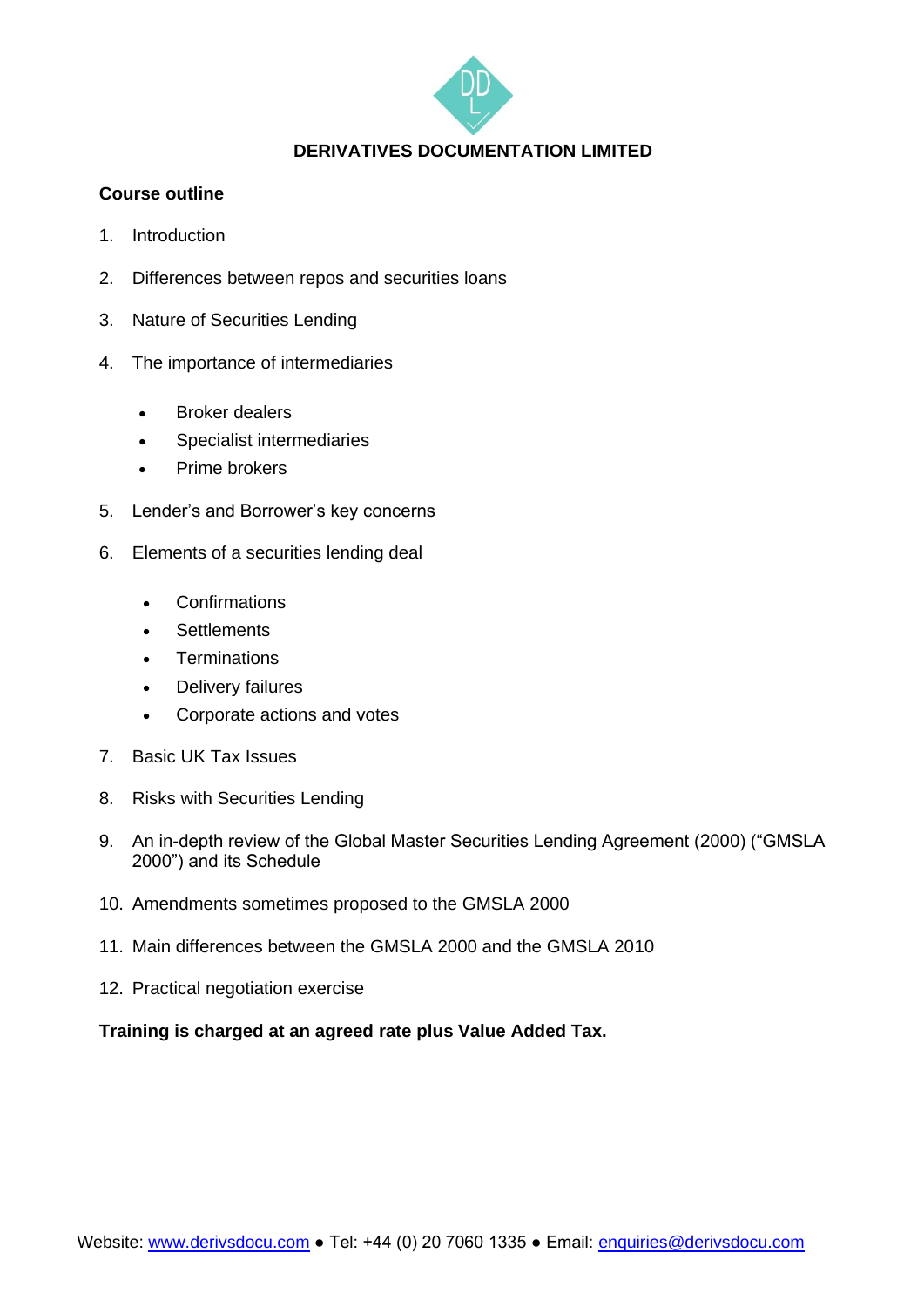**DERIVATIVES DOCUMENTATION LIMITED**

**Course outline**

1. Introduction
2. Differences between repos and securities loans
3. Nature of Securities Lending
4. The importance of intermediaries
   - Broker dealers
   - Specialist intermediaries
   - Prime brokers
5. Lender's and Borrower's key concerns
6. Elements of a securities lending deal
   - Confirmations
   - Settlements
   - Terminations
   - Delivery failures
   - Corporate actions and votes
7. Basic UK Tax Issues
8. Risks with Securities Lending
9. An in-depth review of the Global Master Securities Lending Agreement (2000) ("GMSLA 2000") and its Schedule
10. Amendments sometimes proposed to the GMSLA 2000
11. Main differences between the GMSLA 2000 and the GMSLA 2010
12. Practical negotiation exercise

**Training is charged at an agreed rate plus Value Added Tax.**

Website: www.derivsdocu.com ● Tel: +44 (0) 20 7060 1335 ● Email: enquiries@derivsdocu.com